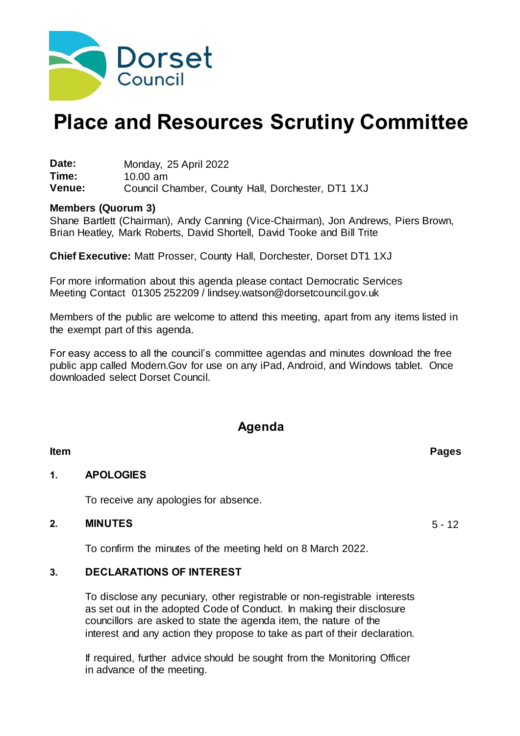Dorset Council

# Place and Resources Scrutiny Committee

**Date:** Monday, 25 April 2022
**Time:** 10.00 am
**Venue:** Council Chamber, County Hall, Dorchester, DT1 1XJ

**Members (Quorum 3)**
Shane Bartlett (Chairman), Andy Canning (Vice-Chairman), Jon Andrews, Piers Brown, Brian Heatley, Mark Roberts, David Shortell, David Tooke and Bill Trite

**Chief Executive:** Matt Prosser, County Hall, Dorchester, Dorset DT1 1XJ

For more information about this agenda please contact Democratic Services
Meeting Contact 01305 252209 / lindsey.watson@dorsetcouncil.gov.uk

Members of the public are welcome to attend this meeting, apart from any items listed in the exempt part of this agenda.

For easy access to all the council's committee agendas and minutes download the free public app called Modern.Gov for use on any iPad, Android, and Windows tablet. Once downloaded select Dorset Council.

## Agenda

| Item | | Pages |
|---|---|---|
| **1.** | **APOLOGIES**<br><br>To receive any apologies for absence. | |
| **2.** | **MINUTES**<br><br>To confirm the minutes of the meeting held on 8 March 2022. | 5 - 12 |
| **3.** | **DECLARATIONS OF INTEREST**<br><br>To disclose any pecuniary, other registrable or non-registrable interests as set out in the adopted Code of Conduct. In making their disclosure councillors are asked to state the agenda item, the nature of the interest and any action they propose to take as part of their declaration.<br><br>If required, further advice should be sought from the Monitoring Officer in advance of the meeting. | |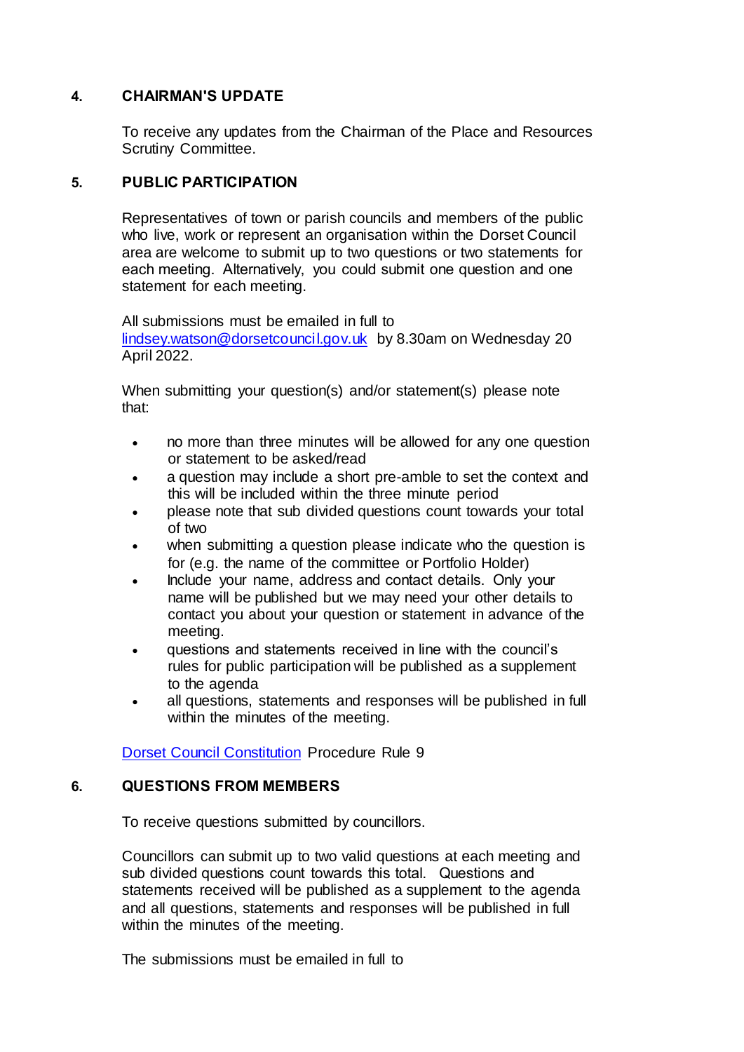## 4. CHAIRMAN'S UPDATE

To receive any updates from the Chairman of the Place and Resources Scrutiny Committee.

## 5. PUBLIC PARTICIPATION

Representatives of town or parish councils and members of the public who live, work or represent an organisation within the Dorset Council area are welcome to submit up to two questions or two statements for each meeting. Alternatively, you could submit one question and one statement for each meeting.

All submissions must be emailed in full to [lindsey.watson@dorsetcouncil.gov.uk](mailto:lindsey.watson@dorsetcouncil.gov.uk) by 8.30am on Wednesday 20 April 2022.

When submitting your question(s) and/or statement(s) please note that:

- no more than three minutes will be allowed for any one question or statement to be asked/read
- a question may include a short pre-amble to set the context and this will be included within the three minute period
- please note that sub divided questions count towards your total of two
- when submitting a question please indicate who the question is for (e.g. the name of the committee or Portfolio Holder)
- Include your name, address and contact details. Only your name will be published but we may need your other details to contact you about your question or statement in advance of the meeting.
- questions and statements received in line with the council's rules for public participation will be published as a supplement to the agenda
- all questions, statements and responses will be published in full within the minutes of the meeting.

Dorset Council Constitution Procedure Rule 9

## 6. QUESTIONS FROM MEMBERS

To receive questions submitted by councillors.

Councillors can submit up to two valid questions at each meeting and sub divided questions count towards this total. Questions and statements received will be published as a supplement to the agenda and all questions, statements and responses will be published in full within the minutes of the meeting.

The submissions must be emailed in full to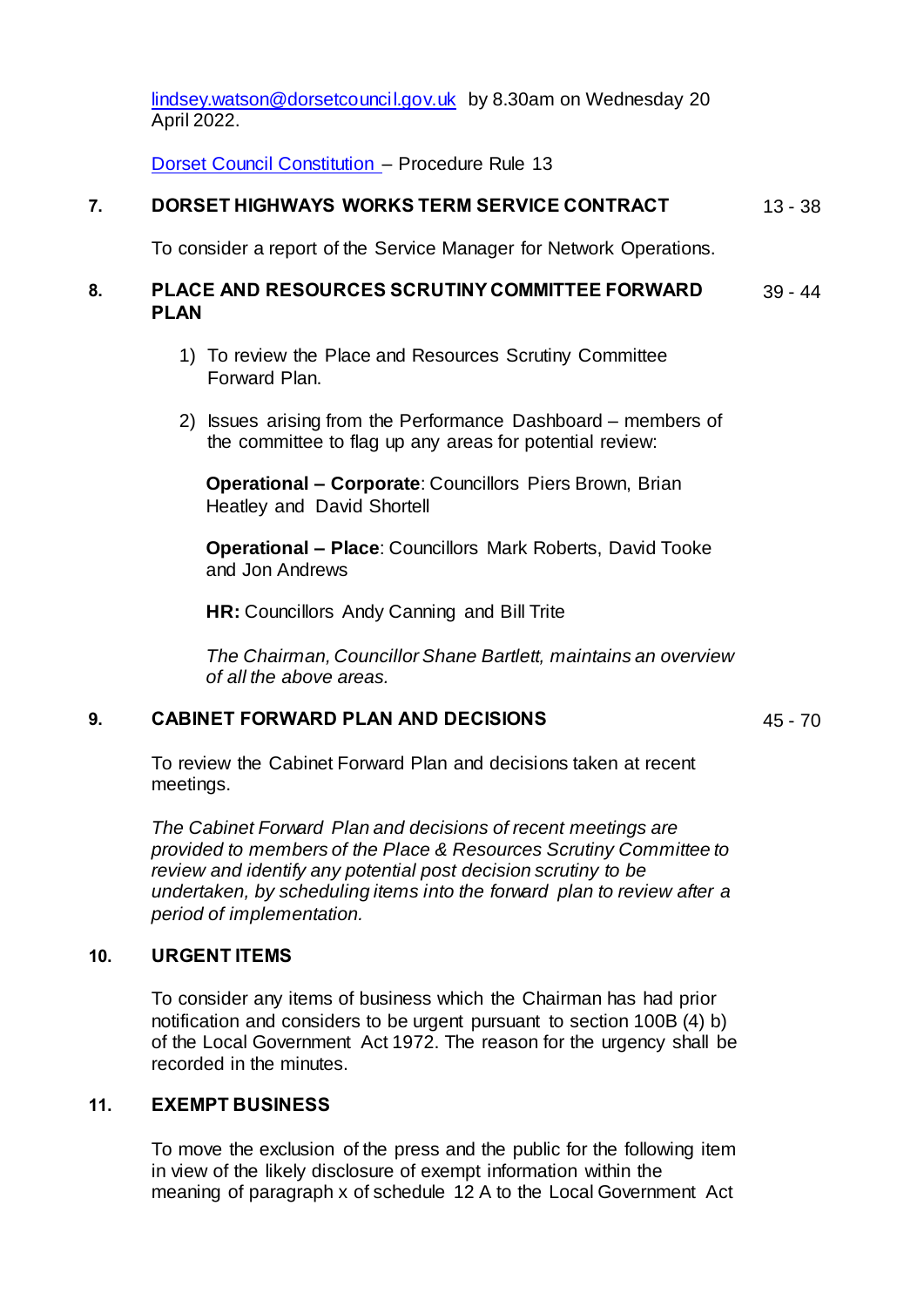[lindsey.watson@dorsetcouncil.gov.uk](mailto:lindsey.watson@dorsetcouncil.gov.uk) by 8.30am on Wednesday 20 April 2022.

[Dorset Council Constitution](#) – Procedure Rule 13

**7. DORSET HIGHWAYS WORKS TERM SERVICE CONTRACT** 13 - 38

To consider a report of the Service Manager for Network Operations.

**8. PLACE AND RESOURCES SCRUTINY COMMITTEE FORWARD PLAN** 39 - 44

1) To review the Place and Resources Scrutiny Committee Forward Plan.

2) Issues arising from the Performance Dashboard – members of the committee to flag up any areas for potential review:

**Operational – Corporate**: Councillors Piers Brown, Brian Heatley and David Shortell

**Operational – Place**: Councillors Mark Roberts, David Tooke and Jon Andrews

**HR:** Councillors Andy Canning and Bill Trite

*The Chairman, Councillor Shane Bartlett, maintains an overview of all the above areas.*

**9. CABINET FORWARD PLAN AND DECISIONS** 45 - 70

To review the Cabinet Forward Plan and decisions taken at recent meetings.

*The Cabinet Forward Plan and decisions of recent meetings are provided to members of the Place & Resources Scrutiny Committee to review and identify any potential post decision scrutiny to be undertaken, by scheduling items into the forward plan to review after a period of implementation.*

**10. URGENT ITEMS**

To consider any items of business which the Chairman has had prior notification and considers to be urgent pursuant to section 100B (4) b) of the Local Government Act 1972. The reason for the urgency shall be recorded in the minutes.

**11. EXEMPT BUSINESS**

To move the exclusion of the press and the public for the following item in view of the likely disclosure of exempt information within the meaning of paragraph x of schedule 12 A to the Local Government Act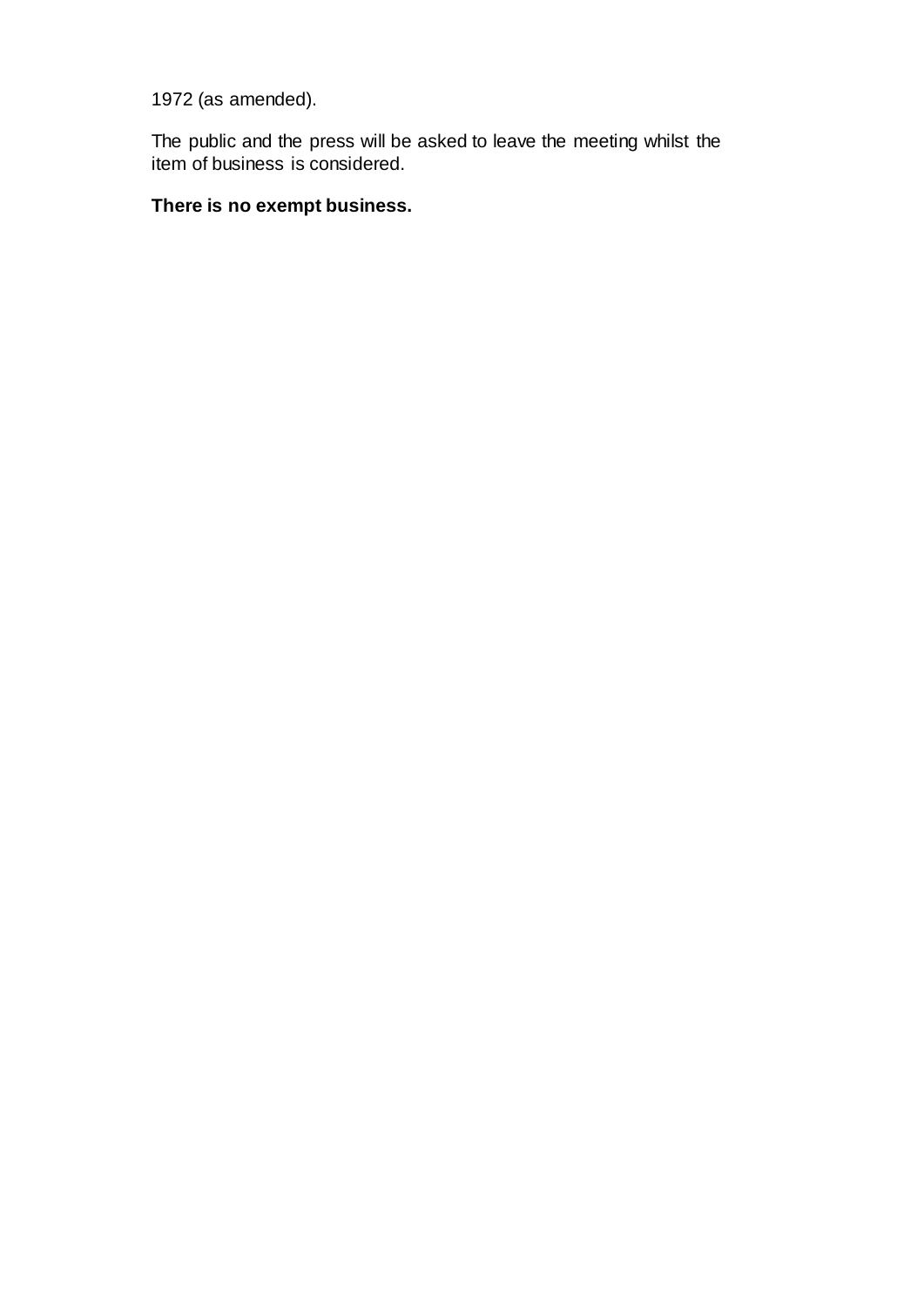1972 (as amended).

The public and the press will be asked to leave the meeting whilst the item of business is considered.

**There is no exempt business.**